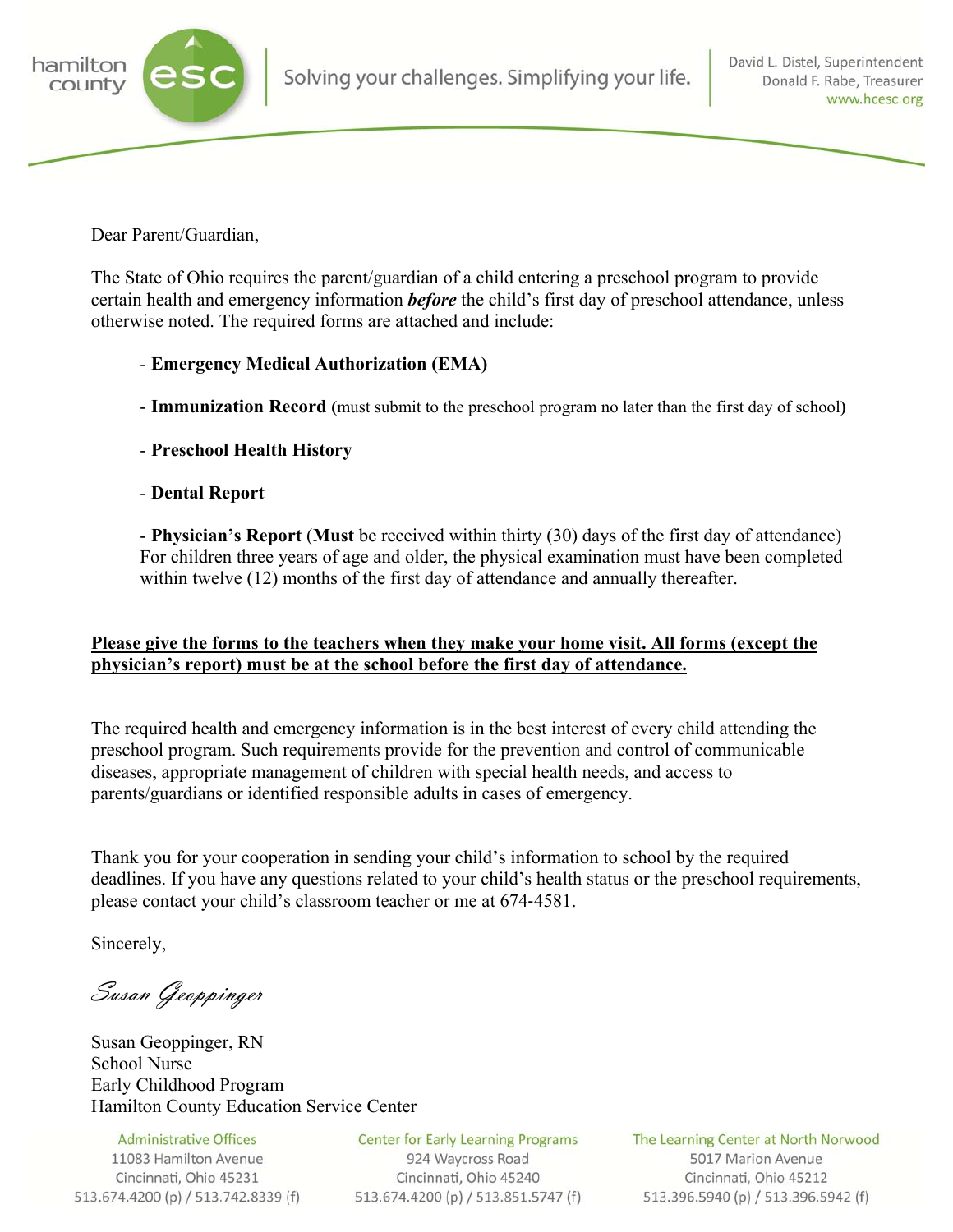hamilton county esc

Solving your challenges. Simplifying your life.

David L. Distel, Superintendent
Donald F. Rabe, Treasurer
www.hcesc.org

Dear Parent/Guardian,

The State of Ohio requires the parent/guardian of a child entering a preschool program to provide certain health and emergency information ***before*** the child's first day of preschool attendance, unless otherwise noted. The required forms are attached and include:

- **Emergency Medical Authorization (EMA)**

- **Immunization Record (**must submit to the preschool program no later than the first day of school**)**

- **Preschool Health History**

- **Dental Report**

- **Physician's Report** (**Must** be received within thirty (30) days of the first day of attendance) For children three years of age and older, the physical examination must have been completed within twelve (12) months of the first day of attendance and annually thereafter.

**<u>Please give the forms to the teachers when they make your home visit. All forms (except the physician's report) must be at the school before the first day of attendance.</u>**

The required health and emergency information is in the best interest of every child attending the preschool program. Such requirements provide for the prevention and control of communicable diseases, appropriate management of children with special health needs, and access to parents/guardians or identified responsible adults in cases of emergency.

Thank you for your cooperation in sending your child's information to school by the required deadlines. If you have any questions related to your child's health status or the preschool requirements, please contact your child's classroom teacher or me at 674-4581.

Sincerely,

*Susan Geoppinger*

Susan Geoppinger, RN
School Nurse
Early Childhood Program
Hamilton County Education Service Center

Administrative Offices
11083 Hamilton Avenue
Cincinnati, Ohio 45231
513.674.4200 (p) / 513.742.8339 (f)

Center for Early Learning Programs
924 Waycross Road
Cincinnati, Ohio 45240
513.674.4200 (p) / 513.851.5747 (f)

The Learning Center at North Norwood
5017 Marion Avenue
Cincinnati, Ohio 45212
513.396.5940 (p) / 513.396.5942 (f)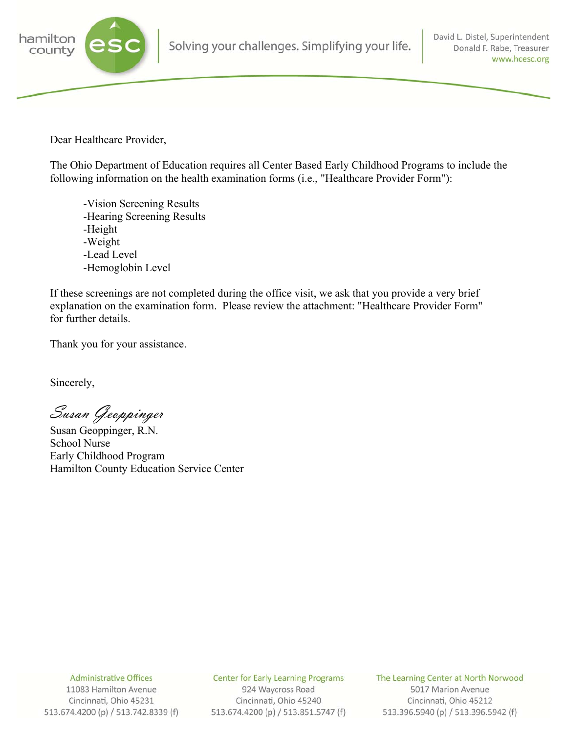hamilton county esc

Solving your challenges. Simplifying your life.

David L. Distel, Superintendent
Donald F. Rabe, Treasurer
www.hcesc.org

Dear Healthcare Provider,

The Ohio Department of Education requires all Center Based Early Childhood Programs to include the following information on the health examination forms (i.e., "Healthcare Provider Form"):

- -Vision Screening Results
- -Hearing Screening Results
- -Height
- -Weight
- -Lead Level
- -Hemoglobin Level

If these screenings are not completed during the office visit, we ask that you provide a very brief explanation on the examination form. Please review the attachment: "Healthcare Provider Form" for further details.

Thank you for your assistance.

Sincerely,

*Susan Geoppinger*

Susan Geoppinger, R.N.
School Nurse
Early Childhood Program
Hamilton County Education Service Center

**Administrative Offices**
11083 Hamilton Avenue
Cincinnati, Ohio 45231
513.674.4200 (p) / 513.742.8339 (f)

**Center for Early Learning Programs**
924 Waycross Road
Cincinnati, Ohio 45240
513.674.4200 (p) / 513.851.5747 (f)

**The Learning Center at North Norwood**
5017 Marion Avenue
Cincinnati, Ohio 45212
513.396.5940 (p) / 513.396.5942 (f)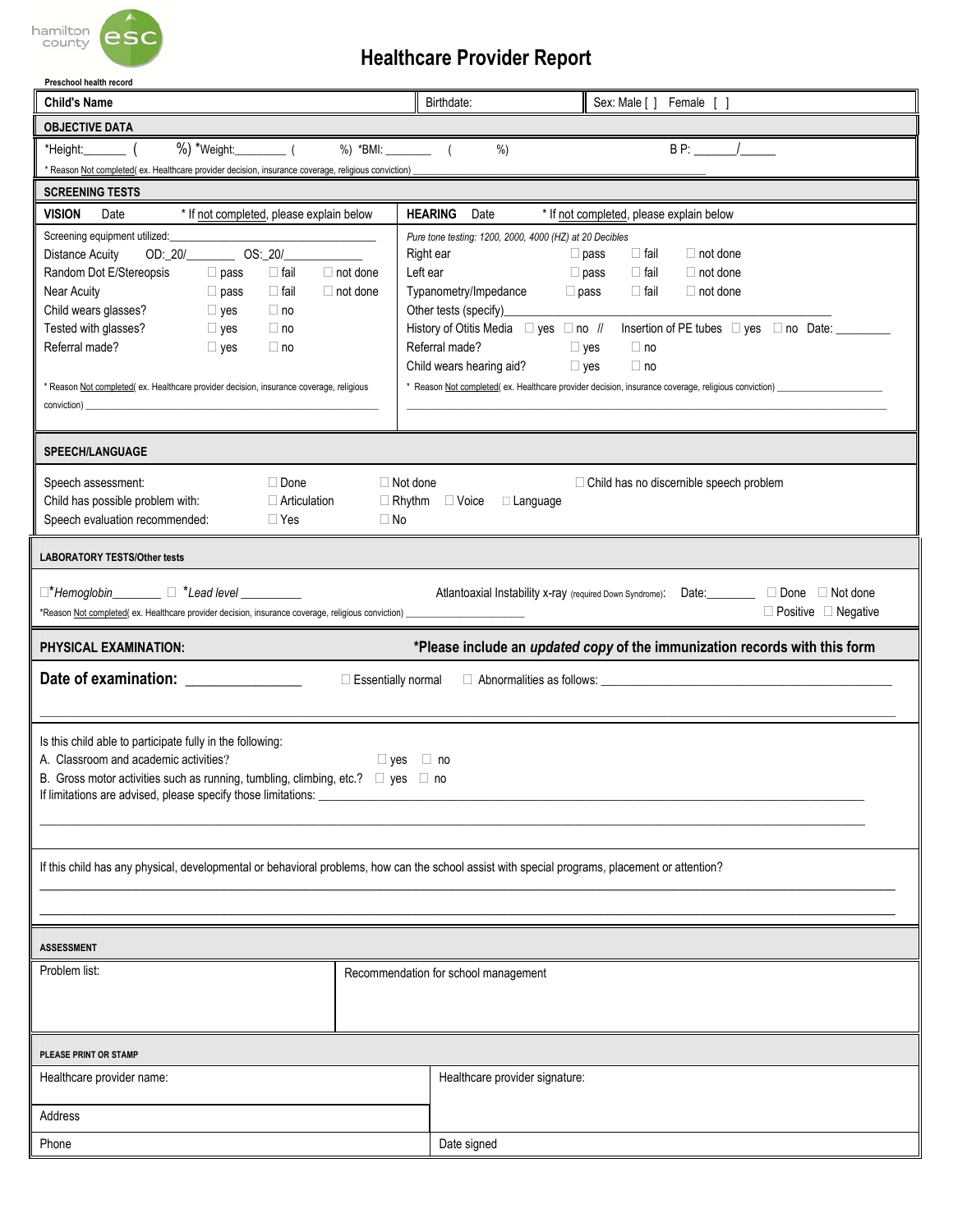hamilton county esc

# Healthcare Provider Report

Preschool health record

| Child's Name | Birthdate: | Sex: Male [ ] Female [ ] |
|---|---|---|

## OBJECTIVE DATA

*Height:_______ ( %) *Weight:________ ( %) *BMI: ________ ( %) B P: _______/______

* Reason Not completed( ex. Healthcare provider decision, insurance coverage, religious conviction) ____________________________________________

## SCREENING TESTS

**VISION** Date * If not completed, please explain below

Screening equipment utilized:____________________________________

Distance Acuity OD:_20/________ OS:_20/_____________

Random Dot E/Stereopsis ☐ pass ☐ fail ☐ not done

Near Acuity ☐ pass ☐ fail ☐ not done

Child wears glasses? ☐ yes ☐ no

Tested with glasses? ☐ yes ☐ no

Referral made? ☐ yes ☐ no

* Reason Not completed( ex. Healthcare provider decision, insurance coverage, religious conviction) ____________________________________________

**HEARING** Date * If not completed, please explain below

*Pure tone testing: 1200, 2000, 4000 (HZ) at 20 Decibles*

Right ear ☐ pass ☐ fail ☐ not done

Left ear ☐ pass ☐ fail ☐ not done

Typanometry/Impedance ☐ pass ☐ fail ☐ not done

Other tests (specify)____________________________________________

History of Otitis Media ☐ yes ☐ no // Insertion of PE tubes ☐ yes ☐ no Date: _________

Referral made? ☐ yes ☐ no

Child wears hearing aid? ☐ yes ☐ no

* Reason Not completed( ex. Healthcare provider decision, insurance coverage, religious conviction) ____________________________________________

## SPEECH/LANGUAGE

Speech assessment: ☐ Done ☐ Not done ☐ Child has no discernible speech problem

Child has possible problem with: ☐ Articulation ☐ Rhythm ☐ Voice ☐ Language

Speech evaluation recommended: ☐ Yes ☐ No

## LABORATORY TESTS/Other tests

☐**Hemoglobin*________ ☐ **Lead level* __________

*Reason Not completed( ex. Healthcare provider decision, insurance coverage, religious conviction) ______________________

Atlantoaxial Instability x-ray (required Down Syndrome): Date:________ ☐ Done ☐ Not done ☐ Positive ☐ Negative

## PHYSICAL EXAMINATION: *Please include an *updated copy* of the immunization records with this form

**Date of examination:** ________________ ☐ Essentially normal ☐ Abnormalities as follows: ____________________________________________

Is this child able to participate fully in the following:

A. Classroom and academic activities? ☐ yes ☐ no

B. Gross motor activities such as running, tumbling, climbing, etc.? ☐ yes ☐ no

If limitations are advised, please specify those limitations: ____________________________________________

If this child has any physical, developmental or behavioral problems, how can the school assist with special programs, placement or attention?

____________________________________________

## ASSESSMENT

| Problem list: | Recommendation for school management |
|---|---|

## PLEASE PRINT OR STAMP

| | |
|---|---|
| Healthcare provider name: | Healthcare provider signature: |
| Address | |
| Phone | Date signed |